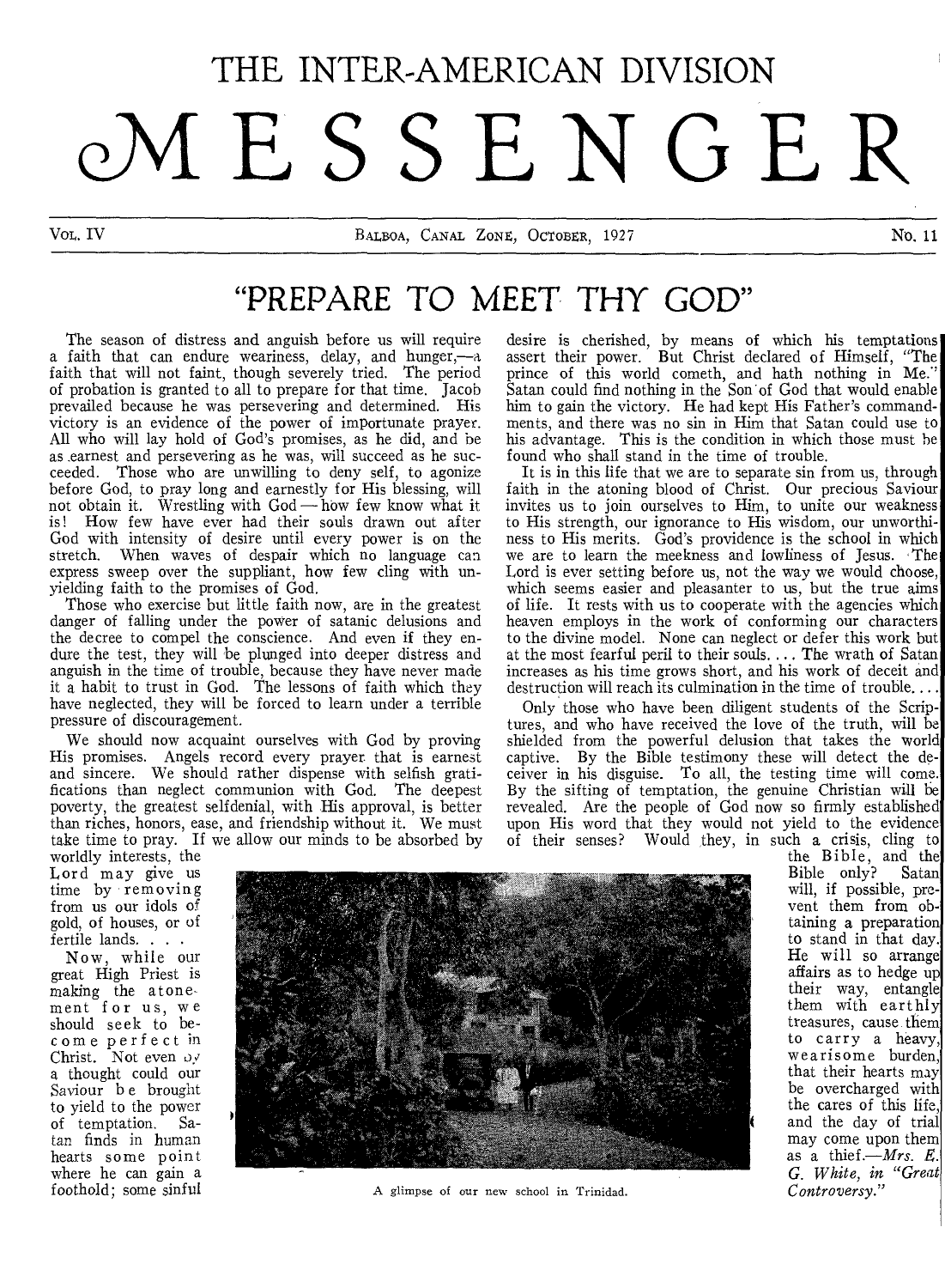# THE INTER-AMERICAN DIVISION MESSENGER

VOL. IV — BALBOA, CANAL ZONE, OCTOBER, 1927 — No. 11

## "PREPARE TO MEET THY GOD"

The season of distress and anguish before us will require a faith that can endure weariness, delay, and hunger,—a faith that will not faint, though severely tried. The period of probation is granted to all to prepare for that time. Jacob prevailed because he was persevering and determined. His victory is an evidence of the power of importunate prayer. All who will lay hold of God's promises, as he did, and be as earnest and persevering as he was, will succeed as he succeeded. Those who are unwilling to deny self, to agonize before God, to pray long and earnestly for His blessing, will not obtain it. Wrestling with God — how few know what it is! How few have ever had their souls drawn out after God with intensity of desire until every power is on the stretch. When waves of despair which no language can express sweep over the suppliant, how few cling with unyielding faith to the promises of God.

Those who exercise but little faith now, are in the greatest danger of falling under the power of satanic delusions and the decree to compel the conscience. And even if they endure the test, they will be plunged into deeper distress and anguish in the time of trouble, because they have never made it a habit to trust in God. The lessons of faith which they have neglected, they will be forced to learn under a terrible pressure of discouragement.

We should now acquaint ourselves with God by proving His promises. Angels record every prayer that is earnest and sincere. We should rather dispense with selfish gratifications than neglect communion with God. The deepest poverty, the greatest selfdenial, with His approval, is better than riches, honors, ease, and friendship without it. We must take time to pray. If we allow our minds to be absorbed by worldly interests, the Lord may give us time by removing from us our idols of gold, of houses, or of fertile lands. . . .

Now, while our great High Priest is making the atonement for us, we should seek to become perfect in Christ. Not even by a thought could our Saviour be brought to yield to the power of temptation. Satan finds in human hearts some point where he can gain a foothold; some sinful desire is cherished, by means of which his temptations assert their power. But Christ declared of Himself, "The prince of this world cometh, and hath nothing in Me." Satan could find nothing in the Son of God that would enable him to gain the victory. He had kept His Father's commandments, and there was no sin in Him that Satan could use to his advantage. This is the condition in which those must be found who shall stand in the time of trouble.

It is in this life that we are to separate sin from us, through faith in the atoning blood of Christ. Our precious Saviour invites us to join ourselves to Him, to unite our weakness to His strength, our ignorance to His wisdom, our unworthiness to His merits. God's providence is the school in which we are to learn the meekness and lowliness of Jesus. The Lord is ever setting before us, not the way we would choose, which seems easier and pleasanter to us, but the true aims of life. It rests with us to cooperate with the agencies which heaven employs in the work of conforming our characters to the divine model. None can neglect or defer this work but at the most fearful peril to their souls. . . . The wrath of Satan increases as his time grows short, and his work of deceit and destruction will reach its culmination in the time of trouble. . . .

Only those who have been diligent students of the Scriptures, and who have received the love of the truth, will be shielded from the powerful delusion that takes the world captive. By the Bible testimony these will detect the deceiver in his disguise. To all, the testing time will come. By the sifting of temptation, the genuine Christian will be revealed. Are the people of God now so firmly established upon His word that they would not yield to the evidence of their senses? Would they, in such a crisis, cling to the Bible, and the Bible only? Satan will, if possible, prevent them from obtaining a preparation to stand in that day. He will so arrange affairs as to hedge up their way, entangle them with earthly treasures, cause them to carry a heavy, wearisome burden, that their hearts may be overcharged with the cares of this life, and the day of trial may come upon them as a thief.—*Mrs. E. G. White, in "Great Controversy."*

A glimpse of our new school in Trinidad.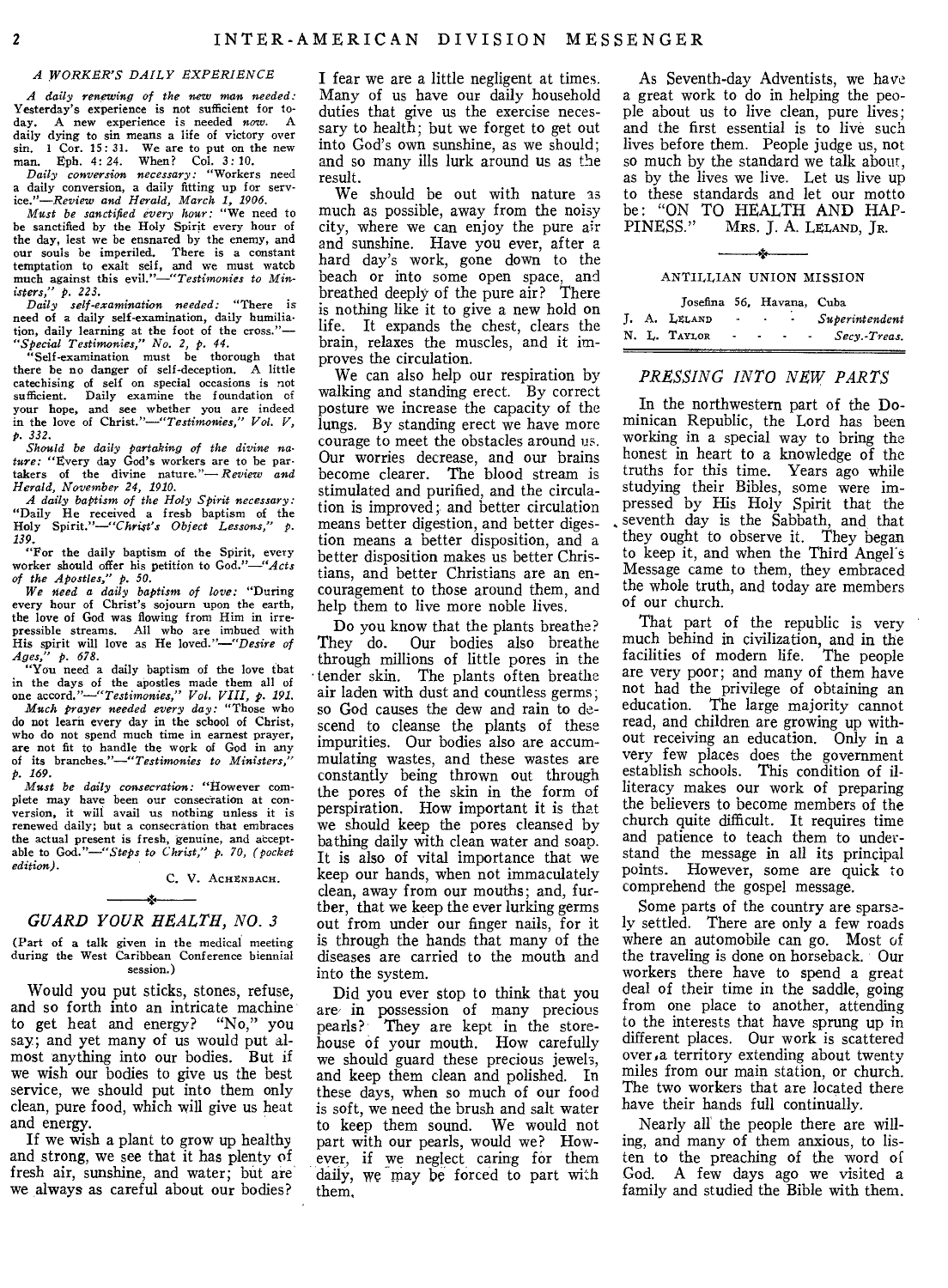### *A WORKER'S DAILY EXPERIENCE*

*A daily renewing of the new man needed:* Yesterday's experience is not sufficient for today. A new experience is needed *now.* A daily dying to sin means a life of victory over sin. 1 Cor. 15: 31. We are to put on the new man. Eph. 4: 24. When? Col. 3: 10.

*Daily conversion necessary:* "Workers need a daily conversion, a daily fitting up for service."—*Review and Herald, March 1, 1906.*

*Must be sanctified every hour:* "We need to be sanctified by the Holy Spirit every hour of the day, lest we be ensnared by the enemy, and our souls be imperiled. There is a constant temptation to exalt self, and we must watch much against this evil."—*"Testimonies to Ministers," p. 223.*

*Daily self-examination needed:* "There is need of a daily self-examination, daily humiliation, daily learning at the foot of the cross."—*"Special Testimonies," No. 2, p. 44.*

"Self-examination must be thorough that there be no danger of self-deception. A little catechising of self on special occasions is not sufficient. Daily examine the foundation of your hope, and see whether you are indeed in the love of Christ."—*"Testimonies," Vol. V, p. 332.*

*Should be daily partaking of the divine nature:* "Every day God's workers are to be partakers of the divine nature."—*Review and Herald, November 24, 1910.*

*A daily baptism of the Holy Spirit necessary:* "Daily He received a fresh baptism of the Holy Spirit."—*"Christ's Object Lessons," p. 139.*

"For the daily baptism of the Spirit, every worker should offer his petition to God."—*"Acts of the Apostles," p. 50.*

*We need a daily baptism of love:* "During every hour of Christ's sojourn upon the earth, the love of God was flowing from Him in irrepressible streams. All who are imbued with His spirit will love as He loved."—*"Desire of Ages," p. 678.*

"You need a daily baptism of the love that in the days of the apostles made them all of one accord."—*"Testimonies," Vol. VIII, p. 191.*

*Much prayer needed every day:* "Those who do not learn every day in the school of Christ, who do not spend much time in earnest prayer, are not fit to handle the work of God in any of its branches."—*"Testimonies to Ministers," p. 169.*

*Must be daily consecration:* "However complete may have been our consecration at conversion, it will avail us nothing unless it is renewed daily; but a consecration that embraces the actual present is fresh, genuine, and acceptable to God."—*"Steps to Christ," p. 70, (pocket edition).*

C. V. ACHENBACH.

### *GUARD YOUR HEALTH, NO. 3*

(Part of a talk given in the medical meeting during the West Caribbean Conference biennial session.)

Would you put sticks, stones, refuse, and so forth into an intricate machine to get heat and energy? "No," you say; and yet many of us would put almost anything into our bodies. But if we wish our bodies to give us the best service, we should put into them only clean, pure food, which will give us heat and energy.

If we wish a plant to grow up healthy and strong, we see that it has plenty of fresh air, sunshine, and water; but are we always as careful about our bodies? I fear we are a little negligent at times. Many of us have our daily household duties that give us the exercise necessary to health; but we forget to get out into God's own sunshine, as we should; and so many ills lurk around us as the result.

We should be out with nature as much as possible, away from the noisy city, where we can enjoy the pure air and sunshine. Have you ever, after a hard day's work, gone down to the beach or into some open space, and breathed deeply of the pure air? There is nothing like it to give a new hold on life. It expands the chest, clears the brain, relaxes the muscles, and it improves the circulation.

We can also help our respiration by walking and standing erect. By correct posture we increase the capacity of the lungs. By standing erect we have more courage to meet the obstacles around us. Our worries decrease, and our brains become clearer. The blood stream is stimulated and purified, and the circulation is improved; and better circulation means better digestion, and better digestion means a better disposition, and a better disposition makes us better Christians, and better Christians are an encouragement to those around them, and help them to live more noble lives.

Do you know that the plants breathe? They do. Our bodies also breathe through millions of little pores in the tender skin. The plants often breathe air laden with dust and countless germs; so God causes the dew and rain to descend to cleanse the plants of these impurities. Our bodies also are accumulating wastes, and these wastes are constantly being thrown out through the pores of the skin in the form of perspiration. How important it is that we should keep the pores cleansed by bathing daily with clean water and soap. It is also of vital importance that we keep our hands, when not immaculately clean, away from our mouths; and, further, that we keep the ever lurking germs out from under our finger nails, for it is through the hands that many of the diseases are carried to the mouth and into the system.

Did you ever stop to think that you are in possession of many precious pearls? They are kept in the storehouse of your mouth. How carefully we should guard these precious jewels, and keep them clean and polished. In these days, when so much of our food is soft, we need the brush and salt water to keep them sound. We would not part with our pearls, would we? However, if we neglect caring for them daily, we may be forced to part with them.

As Seventh-day Adventists, we have a great work to do in helping the people about us to live clean, pure lives; and the first essential is to live such lives before them. People judge us, not so much by the standard we talk about, as by the lives we live. Let us live up to these standards and let our motto be: "ON TO HEALTH AND HAPPINESS." MRS. J. A. LELAND, JR.

## ANTILLIAN UNION MISSION

Josefina 56, Havana, Cuba

J. A. LELAND - - - - *Superintendent*
N. L. TAYLOR - - - - *Secy.-Treas.*

### *PRESSING INTO NEW PARTS*

In the northwestern part of the Dominican Republic, the Lord has been working in a special way to bring the honest in heart to a knowledge of the truths for this time. Years ago while studying their Bibles, some were impressed by His Holy Spirit that the seventh day is the Sabbath, and that they ought to observe it. They began to keep it, and when the Third Angel's Message came to them, they embraced the whole truth, and today are members of our church.

That part of the republic is very much behind in civilization, and in the facilities of modern life. The people are very poor; and many of them have not had the privilege of obtaining an education. The large majority cannot read, and children are growing up without receiving an education. Only in a very few places does the government establish schools. This condition of illiteracy makes our work of preparing the believers to become members of the church quite difficult. It requires time and patience to teach them to understand the message in all its principal points. However, some are quick to comprehend the gospel message.

Some parts of the country are sparsely settled. There are only a few roads where an automobile can go. Most of the traveling is done on horseback. Our workers there have to spend a great deal of their time in the saddle, going from one place to another, attending to the interests that have sprung up in different places. Our work is scattered over a territory extending about twenty miles from our main station, or church. The two workers that are located there have their hands full continually.

Nearly all the people there are willing, and many of them anxious, to listen to the preaching of the word of God. A few days ago we visited a family and studied the Bible with them.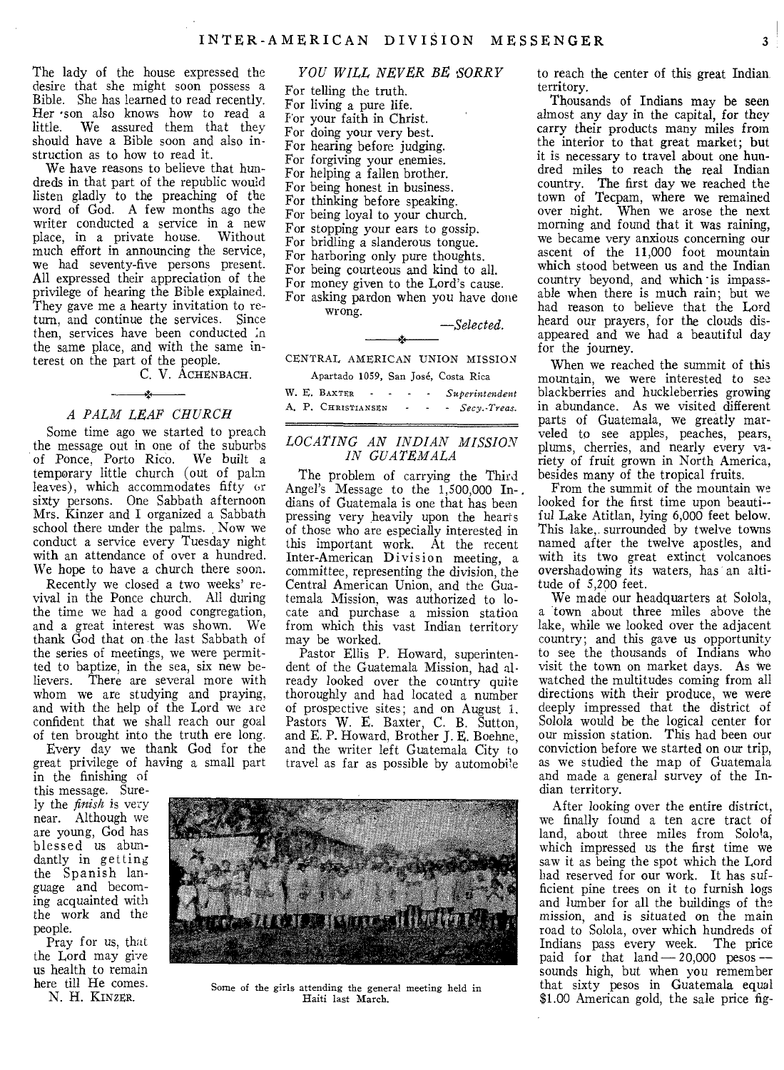The lady of the house expressed the desire that she might soon possess a Bible. She has learned to read recently. Her son also knows how to read a little. We assured them that they should have a Bible soon and also instruction as to how to read it.

We have reasons to believe that hundreds in that part of the republic would listen gladly to the preaching of the word of God. A few months ago the writer conducted a service in a new place, in a private house. Without much effort in announcing the service, we had seventy-five persons present. All expressed their appreciation of the privilege of hearing the Bible explained. They gave me a hearty invitation to return, and continue the services. Since then, services have been conducted in the same place, and with the same interest on the part of the people.

C. V. ACHENBACH.

### *A PALM LEAF CHURCH*

Some time ago we started to preach the message out in one of the suburbs of Ponce, Porto Rico. We built a temporary little church (out of palm leaves), which accommodates fifty or sixty persons. One Sabbath afternoon Mrs. Kinzer and I organized a Sabbath school there under the palms. Now we conduct a service every Tuesday night with an attendance of over a hundred. We hope to have a church there soon.

Recently we closed a two weeks' revival in the Ponce church. All during the time we had a good congregation, and a great interest was shown. We thank God that on the last Sabbath of the series of meetings, we were permitted to baptize, in the sea, six new believers. There are several more with whom we are studying and praying, and with the help of the Lord we are confident that we shall reach our goal of ten brought into the truth ere long.

Every day we thank God for the great privilege of having a small part in the finishing of this message. Surely the *finish* is very near. Although we are young, God has blessed us abundantly in getting the Spanish language and becoming acquainted with the work and the people.

Pray for us, that the Lord may give us health to remain here till He comes.

N. H. KINZER.

### *YOU WILL NEVER BE SORRY*

For telling the truth.
For living a pure life.
For your faith in Christ.
For doing your very best.
For hearing before judging.
For forgiving your enemies.
For helping a fallen brother.
For being honest in business.
For thinking before speaking.
For being loyal to your church.
For stopping your ears to gossip.
For bridling a slanderous tongue.
For harboring only pure thoughts.
For being courteous and kind to all.
For money given to the Lord's cause.
For asking pardon when you have done wrong.

—*Selected.*

CENTRAL AMERICAN UNION MISSION

Apartado 1059, San José, Costa Rica

W. E. BAXTER - - - - *Superintendent*
A. P. CHRISTIANSEN - - - *Secy.-Treas.*

### *LOCATING AN INDIAN MISSION IN GUATEMALA*

The problem of carrying the Third Angel's Message to the 1,500,000 Indians of Guatemala is one that has been pressing very heavily upon the hearts of those who are especially interested in this important work. At the recent Inter-American Division meeting, a committee, representing the division, the Central American Union, and the Guatemala Mission, was authorized to locate and purchase a mission station from which this vast Indian territory may be worked.

Pastor Ellis P. Howard, superintendent of the Guatemala Mission, had already looked over the country quite thoroughly and had located a number of prospective sites; and on August 1, Pastors W. E. Baxter, C. B. Sutton, and E. P. Howard, Brother J. E. Boehne, and the writer left Guatemala City to travel as far as possible by automobile to reach the center of this great Indian territory.

Thousands of Indians may be seen almost any day in the capital, for they carry their products many miles from the interior to that great market; but it is necessary to travel about one hundred miles to reach the real Indian country. The first day we reached the town of Tecpam, where we remained over night. When we arose the next morning and found that it was raining, we became very anxious concerning our ascent of the 11,000 foot mountain which stood between us and the Indian country beyond, and which is impassable when there is much rain; but we had reason to believe that the Lord heard our prayers, for the clouds disappeared and we had a beautiful day for the journey.

When we reached the summit of this mountain, we were interested to see blackberries and huckleberries growing in abundance. As we visited different parts of Guatemala, we greatly marveled to see apples, peaches, pears, plums, cherries, and nearly every variety of fruit grown in North America, besides many of the tropical fruits.

From the summit of the mountain we looked for the first time upon beautiful Lake Atitlan, lying 6,000 feet below. This lake, surrounded by twelve towns named after the twelve apostles, and with its two great extinct volcanoes overshadowing its waters, has an altitude of 5,200 feet.

We made our headquarters at Solola, a town about three miles above the lake, while we looked over the adjacent country; and this gave us opportunity to see the thousands of Indians who visit the town on market days. As we watched the multitudes coming from all directions with their produce, we were deeply impressed that the district of Solola would be the logical center for our mission station. This had been our conviction before we started on our trip, as we studied the map of Guatemala and made a general survey of the Indian territory.

After looking over the entire district, we finally found a ten acre tract of land, about three miles from Solola, which impressed us the first time we saw it as being the spot which the Lord had reserved for our work. It has sufficient pine trees on it to furnish logs and lumber for all the buildings of the mission, and is situated on the main road to Solola, over which hundreds of Indians pass every week. The price paid for that land — 20,000 pesos — sounds high, but when you remember that sixty pesos in Guatemala equal $1.00 American gold, the sale price fig-

Some of the girls attending the general meeting held in Haiti last March.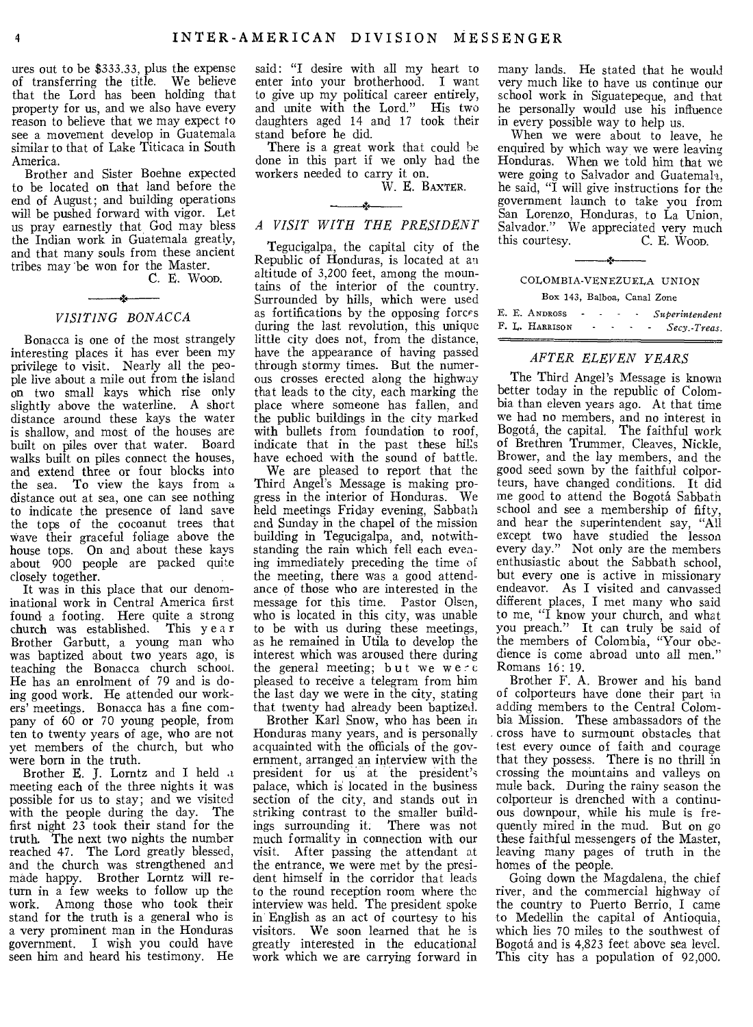ures out to be $333.33, plus the expense of transferring the title. We believe that the Lord has been holding that property for us, and we also have every reason to believe that we may expect to see a movement develop in Guatemala similar to that of Lake Titicaca in South America.

Brother and Sister Boehne expected to be located on that land before the end of August; and building operations will be pushed forward with vigor. Let us pray earnestly that God may bless the Indian work in Guatemala greatly, and that many souls from these ancient tribes may be won for the Master.

C. E. WOOD.

## VISITING BONACCA

Bonacca is one of the most strangely interesting places it has ever been my privilege to visit. Nearly all the people live about a mile out from the island on two small kays which rise only slightly above the waterline. A short distance around these kays the water is shallow, and most of the houses are built on piles over that water. Board walks built on piles connect the houses, and extend three or four blocks into the sea. To view the kays from a distance out at sea, one can see nothing to indicate the presence of land save the tops of the cocoanut trees that wave their graceful foliage above the house tops. On and about these kays about 900 people are packed quite closely together.

It was in this place that our denominational work in Central America first found a footing. Here quite a strong church was established. This year Brother Garbutt, a young man who was baptized about two years ago, is teaching the Bonacca church school. He has an enrolment of 79 and is doing good work. He attended our workers' meetings. Bonacca has a fine company of 60 or 70 young people, from ten to twenty years of age, who are not yet members of the church, but who were born in the truth.

Brother E. J. Lorntz and I held a meeting each of the three nights it was possible for us to stay; and we visited with the people during the day. The first night 23 took their stand for the truth. The next two nights the number reached 47. The Lord greatly blessed, and the church was strengthened and made happy. Brother Lorntz will return in a few weeks to follow up the work. Among those who took their stand for the truth is a general who is a very prominent man in the Honduras government. I wish you could have seen him and heard his testimony. He said: "I desire with all my heart to enter into your brotherhood. I want to give up my political career entirely, and unite with the Lord." His two daughters aged 14 and 17 took their stand before he did.

There is a great work that could be done in this part if we only had the workers needed to carry it on.

W. E. BAXTER.

## A VISIT WITH THE PRESIDENT

Tegucigalpa, the capital city of the Republic of Honduras, is located at an altitude of 3,200 feet, among the mountains of the interior of the country. Surrounded by hills, which were used as fortifications by the opposing forces during the last revolution, this unique little city does not, from the distance, have the appearance of having passed through stormy times. But the numerous crosses erected along the highway that leads to the city, each marking the place where someone has fallen, and the public buildings in the city marked with bullets from foundation to roof, indicate that in the past these hills have echoed with the sound of battle.

We are pleased to report that the Third Angel's Message is making progress in the interior of Honduras. We held meetings Friday evening, Sabbath and Sunday in the chapel of the mission building in Tegucigalpa, and, notwithstanding the rain which fell each evening immediately preceding the time of the meeting, there was a good attendance of those who are interested in the message for this time. Pastor Olsen, who is located in this city, was unable to be with us during these meetings, as he remained in Utila to develop the interest which was aroused there during the general meeting; but we were pleased to receive a telegram from him the last day we were in the city, stating that twenty had already been baptized.

Brother Karl Snow, who has been in Honduras many years, and is personally acquainted with the officials of the government, arranged an interview with the president for us at the president's palace, which is located in the business section of the city, and stands out in striking contrast to the smaller buildings surrounding it. There was not much formality in connection with our visit. After passing the attendant at the entrance, we were met by the president himself in the corridor that leads to the round reception room where the interview was held. The president spoke in English as an act of courtesy to his visitors. We soon learned that he is greatly interested in the educational work which we are carrying forward in many lands. He stated that he would very much like to have us continue our school work in Siguatepeque, and that he personally would use his influence in every possible way to help us.

When we were about to leave, he enquired by which way we were leaving Honduras. When we told him that we were going to Salvador and Guatemala, he said, "I will give instructions for the government launch to take you from San Lorenzo, Honduras, to La Union, Salvador." We appreciated very much this courtesy.

C. E. WOOD.

## COLOMBIA-VENEZUELA UNION

Box 143, Balboa, Canal Zone

| | |
|---|---|
| E. E. ANDROSS | *Superintendent* |
| F. L. HARRISON | *Secy.-Treas.* |

## AFTER ELEVEN YEARS

The Third Angel's Message is known better today in the republic of Colombia than eleven years ago. At that time we had no members, and no interest in Bogotá, the capital. The faithful work of Brethren Trummer, Cleaves, Nickle, Brower, and the lay members, and the good seed sown by the faithful colporteurs, have changed conditions. It did me good to attend the Bogotá Sabbath school and see a membership of fifty, and hear the superintendent say, "All except two have studied the lesson every day." Not only are the members enthusiastic about the Sabbath school, but every one is active in missionary endeavor. As I visited and canvassed different places, I met many who said to me, "I know your church, and what you preach." It can truly be said of the members of Colombia, "Your obedience is come abroad unto all men." Romans 16: 19.

Brother F. A. Brower and his band of colporteurs have done their part in adding members to the Central Colombia Mission. These ambassadors of the cross have to surmount obstacles that test every ounce of faith and courage that they possess. There is no thrill in crossing the mountains and valleys on mule back. During the rainy season the colporteur is drenched with a continuous downpour, while his mule is frequently mired in the mud. But on go these faithful messengers of the Master, leaving many pages of truth in the homes of the people.

Going down the Magdalena, the chief river, and the commercial highway of the country to Puerto Berrio, I came to Medellin the capital of Antioquia, which lies 70 miles to the southwest of Bogotá and is 4,823 feet above sea level. This city has a population of 92,000.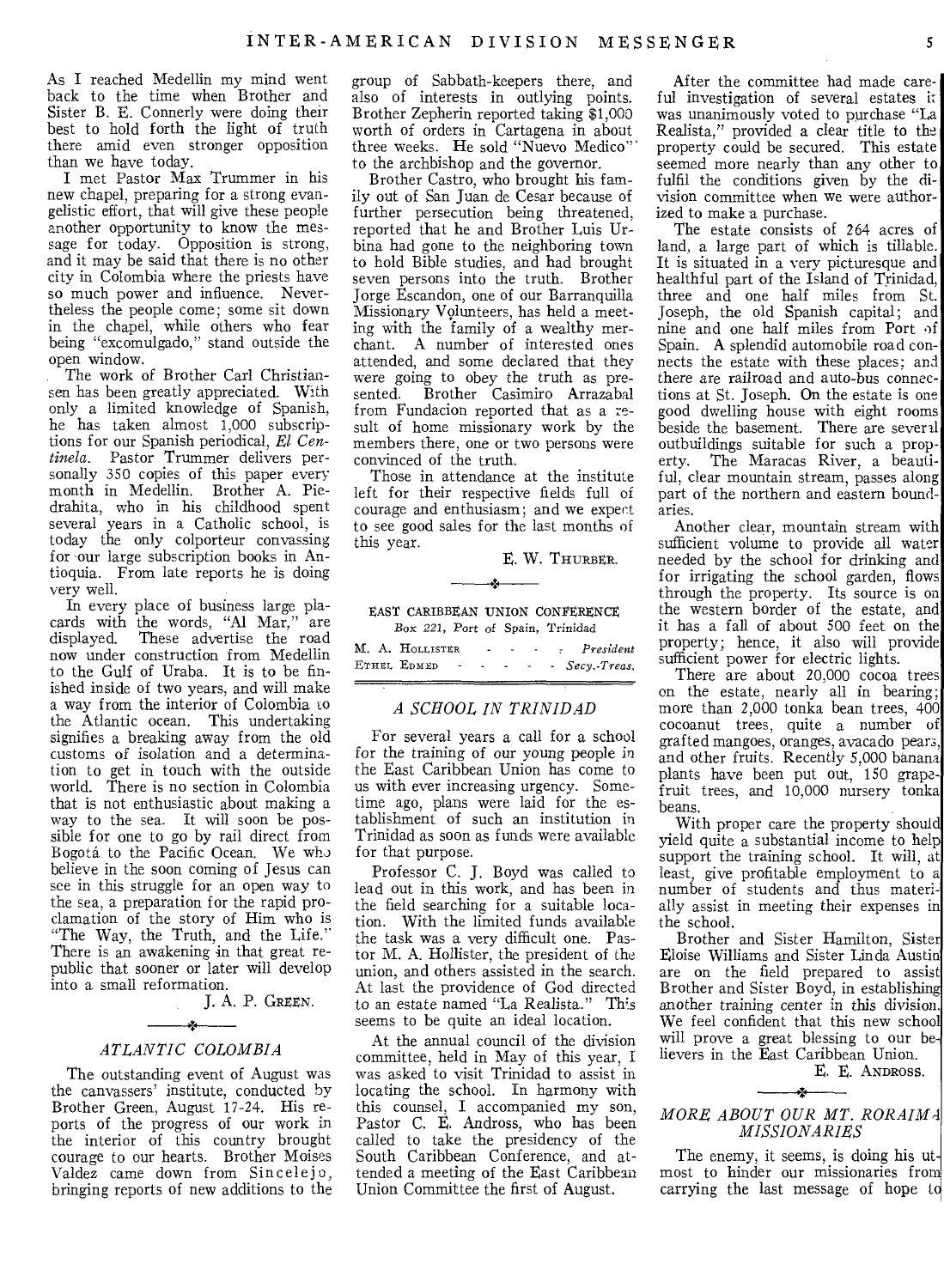As I reached Medellin my mind went back to the time when Brother and Sister B. E. Connerly were doing their best to hold forth the light of truth there amid even stronger opposition than we have today.

I met Pastor Max Trummer in his new chapel, preparing for a strong evangelistic effort, that will give these people another opportunity to know the message for today. Opposition is strong, and it may be said that there is no other city in Colombia where the priests have so much power and influence. Nevertheless the people come; some sit down in the chapel, while others who fear being "excomulgado," stand outside the open window.

The work of Brother Carl Christiansen has been greatly appreciated. With only a limited knowledge of Spanish, he has taken almost 1,000 subscriptions for our Spanish periodical, *El Centinela*. Pastor Trummer delivers personally 350 copies of this paper every month in Medellin. Brother A. Piedrahita, who in his childhood spent several years in a Catholic school, is today the only colporteur convassing for our large subscription books in Antioquia. From late reports he is doing very well.

In every place of business large placards with the words, "Al Mar," are displayed. These advertise the road now under construction from Medellin to the Gulf of Uraba. It is to be finished inside of two years, and will make a way from the interior of Colombia to the Atlantic ocean. This undertaking signifies a breaking away from the old customs of isolation and a determination to get in touch with the outside world. There is no section in Colombia that is not enthusiastic about making a way to the sea. It will soon be possible for one to go by rail direct from Bogotá to the Pacific Ocean. We who believe in the soon coming of Jesus can see in this struggle for an open way to the sea, a preparation for the rapid proclamation of the story of Him who is "The Way, the Truth, and the Life." There is an awakening in that great republic that sooner or later will develop into a small reformation.

J. A. P. GREEN.

## *ATLANTIC COLOMBIA*

The outstanding event of August was the canvassers' institute, conducted by Brother Green, August 17-24. His reports of the progress of our work in the interior of this country brought courage to our hearts. Brother Moises Valdez came down from Sincelejo, bringing reports of new additions to the group of Sabbath-keepers there, and also of interests in outlying points. Brother Zepherin reported taking $1,000 worth of orders in Cartagena in about three weeks. He sold "Nuevo Medico" to the archbishop and the governor.

Brother Castro, who brought his family out of San Juan de Cesar because of further persecution being threatened, reported that he and Brother Luis Urbina had gone to the neighboring town to hold Bible studies, and had brought seven persons into the truth. Brother Jorge Escandon, one of our Barranquilla Missionary Volunteers, has held a meeting with the family of a wealthy merchant. A number of interested ones attended, and some declared that they were going to obey the truth as presented. Brother Casimiro Arrazabal from Fundacion reported that as a result of home missionary work by the members there, one or two persons were convinced of the truth.

Those in attendance at the institute left for their respective fields full of courage and enthusiasm; and we expect to see good sales for the last months of this year.

E. W. THURBER.

EAST CARIBBEAN UNION CONFERENCE
*Box 221, Port of Spain, Trinidad*

M. A. HOLLISTER - - - - *President*
ETHEL EDMED - - - - - *Secy.-Treas.*

## *A SCHOOL IN TRINIDAD*

For several years a call for a school for the training of our young people in the East Caribbean Union has come to us with ever increasing urgency. Sometime ago, plans were laid for the establishment of such an institution in Trinidad as soon as funds were available for that purpose.

Professor C. J. Boyd was called to lead out in this work, and has been in the field searching for a suitable location. With the limited funds available the task was a very difficult one. Pastor M. A. Hollister, the president of the union, and others assisted in the search. At last the providence of God directed to an estate named "La Realista." This seems to be quite an ideal location.

At the annual council of the division committee, held in May of this year, I was asked to visit Trinidad to assist in locating the school. In harmony with this counsel, I accompanied my son, Pastor C. E. Andross, who has been called to take the presidency of the South Caribbean Conference, and attended a meeting of the East Caribbean Union Committee the first of August.

After the committee had made careful investigation of several estates it was unanimously voted to purchase "La Realista," provided a clear title to the property could be secured. This estate seemed more nearly than any other to fulfil the conditions given by the division committee when we were authorized to make a purchase.

The estate consists of 264 acres of land, a large part of which is tillable. It is situated in a very picturesque and healthful part of the Island of Trinidad, three and one half miles from St. Joseph, the old Spanish capital; and nine and one half miles from Port of Spain. A splendid automobile road connects the estate with these places; and there are railroad and auto-bus connections at St. Joseph. On the estate is one good dwelling house with eight rooms beside the basement. There are several outbuildings suitable for such a property. The Maracas River, a beautiful, clear mountain stream, passes along part of the northern and eastern boundaries.

Another clear, mountain stream with sufficient volume to provide all water needed by the school for drinking and for irrigating the school garden, flows through the property. Its source is on the western border of the estate, and it has a fall of about 500 feet on the property; hence, it also will provide sufficient power for electric lights.

There are about 20,000 cocoa trees on the estate, nearly all in bearing; more than 2,000 tonka bean trees, 400 cocoanut trees, quite a number of grafted mangoes, oranges, avacado pears, and other fruits. Recently 5,000 banana plants have been put out, 150 grapefruit trees, and 10,000 nursery tonka beans.

With proper care the property should yield quite a substantial income to help support the training school. It will, at least, give profitable employment to a number of students and thus materially assist in meeting their expenses in the school.

Brother and Sister Hamilton, Sister Eloise Williams and Sister Linda Austin are on the field prepared to assist Brother and Sister Boyd, in establishing another training center in this division. We feel confident that this new school will prove a great blessing to our believers in the East Caribbean Union.

E. E. ANDROSS.

## *MORE ABOUT OUR MT. RORAIMA MISSIONARIES*

The enemy, it seems, is doing his utmost to hinder our missionaries from carrying the last message of hope to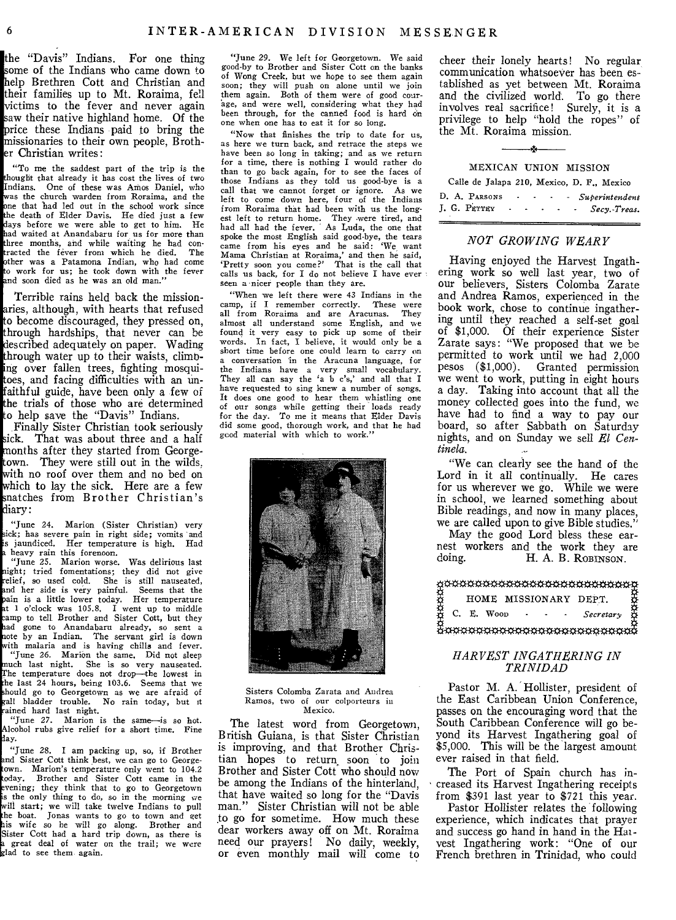the "Davis" Indians. For one thing some of the Indians who came down to help Brethren Cott and Christian and their families up to Mt. Roraima, fell victims to the fever and never again saw their native highland home. Of the price these Indians paid to bring the missionaries to their own people, Brother Christian writes:

"To me the saddest part of the trip is the thought that already it has cost the lives of two Indians. One of these was Amos Daniel, who was the church warden from Roraima, and the one that had led out in the school work since the death of Elder Davis. He died just a few days before we were able to get to him. He had waited at Anandabaru for us for more than three months, and while waiting he had contracted the fever from which he died. The other was a Patamona Indian, who had come to work for us; he took down with the fever and soon died as he was an old man."

Terrible rains held back the missionaries, although, with hearts that refused to become discouraged, they pressed on, through hardships, that never can be described adequately on paper. Wading through water up to their waists, climbing over fallen trees, fighting mosquitoes, and facing difficulties with an unfaithful guide, have been only a few of the trials of those who are determined to help save the "Davis" Indians.

Finally Sister Christian took seriously sick. That was about three and a half months after they started from Georgetown. They were still out in the wilds, with no roof over them and no bed on which to lay the sick. Here are a few snatches from Brother Christian's diary:

"June 24. Marion (Sister Christian) very sick; has severe pain in right side; vomits and is jaundiced. Her temperature is high. Had a heavy rain this forenoon.

"June 25. Marion worse. Was delirious last night; tried fomentations; they did not give relief, so used cold. She is still nauseated, and her side is very painful. Seems that the pain is a little lower today. Her temperature at 1 o'clock was 105.8. I went up to middle camp to tell Brother and Sister Cott, but they had gone to Anandabaru already, so sent a note by an Indian. The servant girl is down with malaria and is having chills and fever.

"June 26. Marion the same. Did not sleep much last night. She is so very nauseated. The temperature does not drop—the lowest in the last 24 hours, being 103.6. Seems that we should go to Georgetown as we are afraid of gall bladder trouble. No rain today, but it rained hard last night.

"June 27. Marion is the same—is so hot. Alcohol rubs give relief for a short time. Fine day.

"June 28. I am packing up, so, if Brother and Sister Cott think best, we can go to Georgetown. Marion's temperature only went to 104.2 today. Brother and Sister Cott came in the evening; they think that to go to Georgetown is the only thing to do, so in the morning we will start; we will take twelve Indians to pull the boat. Jonas wants to go to town and get his wife so he will go along. Brother and Sister Cott had a hard trip down, as there is a great deal of water on the trail; we were glad to see them again.

"June 29. We left for Georgetown. We said good-by to Brother and Sister Cott on the banks of Wong Creek, but we hope to see them again soon; they will push on alone until we join them again. Both of them were of good courage, and were well, considering what they had been through, for the canned food is hard on one when one has to eat it for so long.

"Now that finishes the trip to date for us, as here we turn back, and retrace the steps we have been so long in taking; and as we return for a time, there is nothing I would rather do than to go back again, for to see the faces of those Indians as they told us good-bye is a call that we cannot forget or ignore. As we left to come down here, four of the Indians from Roraima that had been with us the longest left to return home. They were tired, and had all had the fever. As Luda, the one that spoke the most English said good-bye, the tears came from his eyes and he said: 'We want Mama Christian at Roraima,' and then he said, 'Pretty soon you come?' That is the call that calls us back, for I do not believe I have ever seen a nicer people than they are.

"When we left there were 43 Indians in the camp, if I remember correctly. These were all from Roraima and are Aracunas. They almost all understand some English, and we found it very easy to pick up some of their words. In fact, I believe, it would only be a short time before one could learn to carry on a conversation in the Aracuna language, for the Indians have a very small vocabulary. They all can say the 'a b c's,' and all that I have requested to sing knew a number of songs. It does one good to hear them whistling one of our songs while getting their loads ready for the day. To me it means that Elder Davis did some good, thorough work, and that he had good material with which to work."

Sisters Colomba Zarata and Andrea Ramos, two of our colporteurs in Mexico.

The latest word from Georgetown, British Guiana, is that Sister Christian is improving, and that Brother Christian hopes to return soon to join Brother and Sister Cott who should now be among the Indians of the hinterland, that have waited so long for the "Davis man." Sister Christian will not be able to go for sometime. How much these dear workers away off on Mt. Roraima need our prayers! No daily, weekly, or even monthly mail will come to cheer their lonely hearts! No regular communication whatsoever has been established as yet between Mt. Roraima and the civilized world. To go there involves real sacrifice! Surely, it is a privilege to help "hold the ropes" of the Mt. Roraima mission.

MEXICAN UNION MISSION

Calle de Jalapa 210, Mexico, D. F., Mexico

D. A. PARSONS - - - - - *Superintendent*
J. G. PETTEY - - - - - *Secy.-Treas.*

## *NOT GROWING WEARY*

Having enjoyed the Harvest Ingathering work so well last year, two of our believers, Sisters Colomba Zarate and Andrea Ramos, experienced in the book work, chose to continue ingathering until they reached a self-set goal of $1,000. Of their experience Sister Zarate says: "We proposed that we be permitted to work until we had 2,000 pesos ($1,000). Granted permission we went to work, putting in eight hours a day. Taking into account that all the money collected goes into the fund, we have had to find a way to pay our board, so after Sabbath on Saturday nights, and on Sunday we sell *El Centinela.*

"We can clearly see the hand of the Lord in it all continually. He cares for us wherever we go. While we were in school, we learned something about Bible readings, and now in many places, we are called upon to give Bible studies."

May the good Lord bless these earnest workers and the work they are doing. H. A. B. ROBINSON.

HOME MISSIONARY DEPT.
C. E. WOOD - - - *Secretary*

## *HARVEST INGATHERING IN TRINIDAD*

Pastor M. A. Hollister, president of the East Caribbean Union Conference, passes on the encouraging word that the South Caribbean Conference will go beyond its Harvest Ingathering goal of $5,000. This will be the largest amount ever raised in that field.

The Port of Spain church has increased its Harvest Ingathering receipts from $391 last year to $721 this year.

Pastor Hollister relates the following experience, which indicates that prayer and success go hand in hand in the Harvest Ingathering work: "One of our French brethren in Trinidad, who could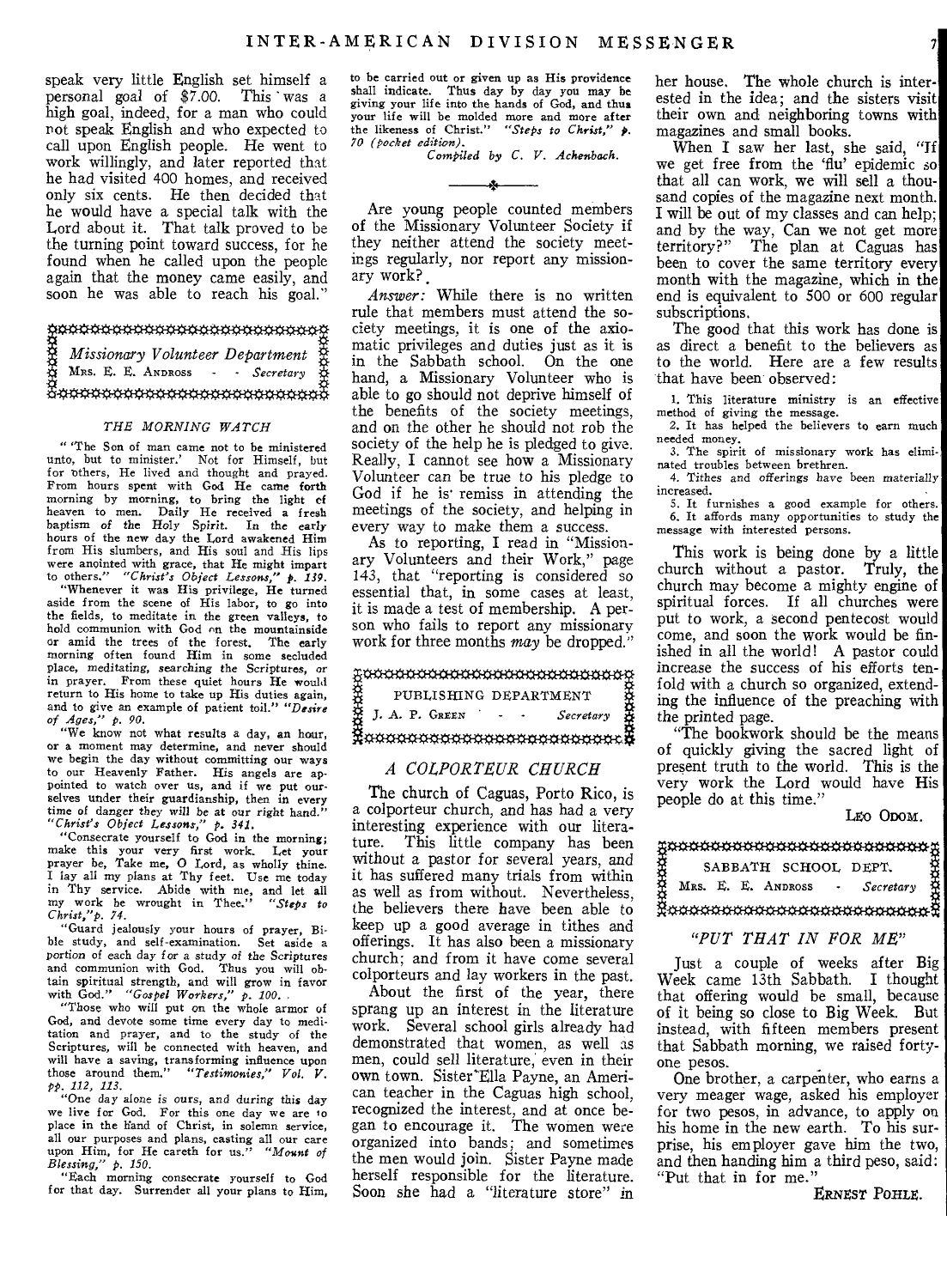speak very little English set himself a personal goal of $7.00. This was a high goal, indeed, for a man who could not speak English and who expected to call upon English people. He went to work willingly, and later reported that he had visited 400 homes, and received only six cents. He then decided that he would have a special talk with the Lord about it. That talk proved to be the turning point toward success, for he found when he called upon the people again that the money came easily, and soon he was able to reach his goal."

## Missionary Volunteer Department

MRS. E. E. ANDROSS - - *Secretary*

### THE MORNING WATCH

"'The Son of man came not to be ministered unto, but to minister.' Not for Himself, but for others, He lived and thought and prayed. From hours spent with God He came forth morning by morning, to bring the light of heaven to men. Daily He received a fresh baptism of the Holy Spirit. In the early hours of the new day the Lord awakened Him from His slumbers, and His soul and His lips were anointed with grace, that He might impart to others." *"Christ's Object Lessons," p. 139.*

"Whenever it was His privilege, He turned aside from the scene of His labor, to go into the fields, to meditate in the green valleys, to hold communion with God on the mountainside or amid the trees of the forest. The early morning often found Him in some secluded place, meditating, searching the Scriptures, or in prayer. From these quiet hours He would return to His home to take up His duties again, and to give an example of patient toil." *"Desire of Ages," p. 90.*

"We know not what results a day, an hour, or a moment may determine, and never should we begin the day without committing our ways to our Heavenly Father. His angels are appointed to watch over us, and if we put ourselves under their guardianship, then in every time of danger they will be at our right hand." *"Christ's Object Lessons," p. 341.*

"Consecrate yourself to God in the morning; make this your very first work. Let your prayer be, Take me, O Lord, as wholly thine. I lay all my plans at Thy feet. Use me today in Thy service. Abide with me, and let all my work be wrought in Thee." *"Steps to Christ," p. 74.*

"Guard jealously your hours of prayer, Bible study, and self-examination. Set aside a portion of each day for a study of the Scriptures and communion with God. Thus you will obtain spiritual strength, and will grow in favor with God." *"Gospel Workers," p. 100.*

"Those who will put on the whole armor of God, and devote some time every day to meditation and prayer, and to the study of the Scriptures, will be connected with heaven, and will have a saving, transforming influence upon those around them." *"Testimonies," Vol. V. pp. 112, 113.*

"One day alone is ours, and during this day we live for God. For this one day we are to place in the hand of Christ, in solemn service, all our purposes and plans, casting all our care upon Him, for He careth for us." *"Mount of Blessing," p. 150.*

"Each morning consecrate yourself to God for that day. Surrender all your plans to Him, to be carried out or given up as His providence shall indicate. Thus day by day you may be giving your life into the hands of God, and thus your life will be molded more and more after the likeness of Christ." *"Steps to Christ," p. 70 (pocket edition).*

*Compiled by C. V. Achenbach.*

---

Are young people counted members of the Missionary Volunteer Society if they neither attend the society meetings regularly, nor report any missionary work?

*Answer:* While there is no written rule that members must attend the society meetings, it is one of the axiomatic privileges and duties just as it is in the Sabbath school. On the one hand, a Missionary Volunteer who is able to go should not deprive himself of the benefits of the society meetings, and on the other he should not rob the society of the help he is pledged to give. Really, I cannot see how a Missionary Volunteer can be true to his pledge to God if he is remiss in attending the meetings of the society, and helping in every way to make them a success.

As to reporting, I read in "Missionary Volunteers and their Work," page 143, that "reporting is considered so essential that, in some cases at least, it is made a test of membership. A person who fails to report any missionary work for three months *may* be dropped."

## PUBLISHING DEPARTMENT

J. A. P. GREEN - - *Secretary*

### A COLPORTEUR CHURCH

The church of Caguas, Porto Rico, is a colporteur church, and has had a very interesting experience with our literature. This little company has been without a pastor for several years, and it has suffered many trials from within as well as from without. Nevertheless, the believers there have been able to keep up a good average in tithes and offerings. It has also been a missionary church; and from it have come several colporteurs and lay workers in the past.

About the first of the year, there sprang up an interest in the literature work. Several school girls already had demonstrated that women, as well as men, could sell literature, even in their own town. Sister Ella Payne, an American teacher in the Caguas high school, recognized the interest, and at once began to encourage it. The women were organized into bands; and sometimes the men would join. Sister Payne made herself responsible for the literature. Soon she had a "literature store" in her house. The whole church is interested in the idea; and the sisters visit their own and neighboring towns with magazines and small books.

When I saw her last, she said, "If we get free from the 'flu' epidemic so that all can work, we will sell a thousand copies of the magazine next month. I will be out of my classes and can help; and by the way, Can we not get more territory?" The plan at Caguas has been to cover the same territory every month with the magazine, which in the end is equivalent to 500 or 600 regular subscriptions.

The good that this work has done is as direct a benefit to the believers as to the world. Here are a few results that have been observed:

1. This literature ministry is an effective method of giving the message.
2. It has helped the believers to earn much needed money.
3. The spirit of missionary work has eliminated troubles between brethren.
4. Tithes and offerings have been materially increased.
5. It furnishes a good example for others.
6. It affords many opportunities to study the message with interested persons.

This work is being done by a little church without a pastor. Truly, the church may become a mighty engine of spiritual forces. If all churches were put to work, a second pentecost would come, and soon the work would be finished in all the world! A pastor could increase the success of his efforts tenfold with a church so organized, extending the influence of the preaching with the printed page.

"The bookwork should be the means of quickly giving the sacred light of present truth to the world. This is the very work the Lord would have His people do at this time."

LEO ODOM.

## SABBATH SCHOOL DEPT.

MRS. E. E. ANDROSS - *Secretary*

### "PUT THAT IN FOR ME"

Just a couple of weeks after Big Week came 13th Sabbath. I thought that offering would be small, because of it being so close to Big Week. But instead, with fifteen members present that Sabbath morning, we raised forty-one pesos.

One brother, a carpenter, who earns a very meager wage, asked his employer for two pesos, in advance, to apply on his home in the new earth. To his surprise, his employer gave him the two, and then handing him a third peso, said: "Put that in for me."

ERNEST POHLE.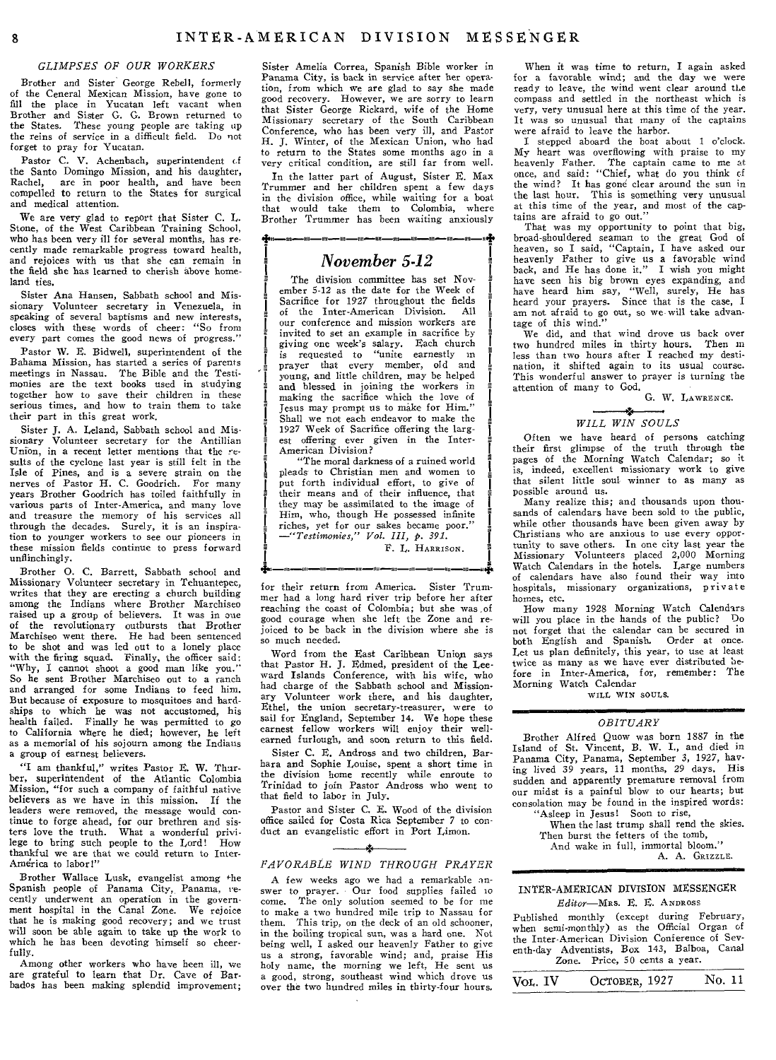## GLIMPSES OF OUR WORKERS

Brother and Sister George Rebell, formerly of the Ceneral Mexican Mission, have gone to fill the place in Yucatan left vacant when Brother and Sister G. G. Brown returned to the States. These young people are taking up the reins of service in a difficult field. Do not forget to pray for Yucatan.

Pastor C. V. Achenbach, superintendent of the Santo Domingo Mission, and his daughter, Rachel, are in poor health, and have been compelled to return to the States for surgical and medical attention.

We are very glad to report that Sister C. L. Stone, of the West Caribbean Training School, who has been very ill for several months, has recently made remarkable progress toward health, and rejoices with us that she can remain in the field she has learned to cherish above homeland ties.

Sister Ana Hansen, Sabbath school and Missionary Volunteer secretary in Venezuela, in speaking of several baptisms and new interests, closes with these words of cheer: "So from every part comes the good news of progress."

Pastor W. E. Bidwell, superintendent of the Bahama Mission, has started a series of parents meetings in Nassau. The Bible and the Testimonies are the text books used in studying together how to save their children in these serious times, and how to train them to take their part in this great work.

Sister J. A. Leland, Sabbath school and Missionary Volunteer secretary for the Antillian Union, in a recent letter mentions that the results of the cyclone last year is still felt in the Isle of Pines, and is a severe strain on the nerves of Pastor H. C. Goodrich. For many years Brother Goodrich has toiled faithfully in various parts of Inter-America, and many love and treasure the memory of his services all through the decades. Surely, it is an inspiration to younger workers to see our pioneers in these mission fields continue to press forward unflinchingly.

Brother O. C. Barrett, Sabbath school and Missionary Volunteer secretary in Tehuantepec, writes that they are erecting a church building among the Indians where Brother Marchiseo raised up a group of believers. It was in one of the revolutionary outbursts that Brother Marchiseo went there. He had been sentenced to be shot and was led out to a lonely place with the firing squad. Finally, the officer said: "Why, I cannot shoot a good man like you." So he sent Brother Marchiseo out to a ranch and arranged for some Indians to feed him. But because of exposure to mosquitoes and hardships to which he was not accustomed, his health failed. Finally he was permitted to go to California where he died; however, he left as a memorial of his sojourn among the Indians a group of earnest believers.

"I am thankful," writes Pastor E. W. Thurber, superintendent of the Atlantic Colombia Mission, "for such a company of faithful native believers as we have in this mission. If the leaders were removed, the message would continue to forge ahead, for our brethren and sisters love the truth. What a wonderful privilege to bring such people to the Lord! How thankful we are that we could return to Inter-America to labor!"

Brother Wallace Lusk, evangelist among the Spanish people of Panama City, Panama, recently underwent an operation in the government hospital in the Canal Zone. We rejoice that he is making good recovery; and we trust will soon be able again to take up the work to which he has been devoting himself so cheerfully.

Among other workers who have been ill, we are grateful to learn that Dr. Cave of Barbados has been making splendid improvement; Sister Amelia Correa, Spanish Bible worker in Panama City, is back in service after her operation, from which we are glad to say she made good recovery. However, we are sorry to learn that Sister George Rickard, wife of the Home Missionary secretary of the South Caribbean Conference, who has been very ill, and Pastor H. J. Winter, of the Mexican Union, who had to return to the States some months ago in a very critical condition, are still far from well.

In the latter part of August, Sister E. Max Trummer and her children spent a few days in the division office, while waiting for a boat that would take them to Colombia, where Brother Trummer has been waiting anxiously for their return from America. Sister Trummer had a long hard river trip before her after reaching the coast of Colombia; but she was of good courage when she left the Zone and rejoiced to be back in the division where she is so much needed.

Word from the East Caribbean Union says that Pastor H. J. Edmed, president of the Leeward Islands Conference, with his wife, who had charge of the Sabbath school and Missionary Volunteer work there, and his daughter, Ethel, the union secretary-treasurer, were to sail for England, September 14. We hope these earnest fellow workers will enjoy their well-earned furlough, and soon return to this field.

Sister C. E. Andross and two children, Barbara and Sophie Louise, spent a short time in the division home recently while enroute to Trinidad to join Pastor Andross who went to that field to labor in July.

Pastor and Sister C. E. Wood of the division office sailed for Costa Rica September 7 to conduct an evangelistic effort in Port Limon.

## *November 5-12*

The division committee has set November 5-12 as the date for the Week of Sacrifice for 1927 throughout the fields of the Inter-American Division. All our conference and mission workers are invited to set an example in sacrifice by giving one week's salary. Each church is requested to "unite earnestly in prayer that every member, old and young, and little children, may be helped and blessed in joining the workers in making the sacrifice which the love of Jesus may prompt us to make for Him." Shall we not each endeavor to make the 1927 Week of Sacrifice offering the largest offering ever given in the Inter-American Division?

"The moral darkness of a ruined world pleads to Christian men and women to put forth individual effort, to give of their means and of their influence, that they may be assimilated to the image of Him, who, though He possessed infinite riches, yet for our sakes became poor." —*"Testimonies," Vol. III, p. 391.*

F. L. HARRISON.

## *FAVORABLE WIND THROUGH PRAYER*

A few weeks ago we had a remarkable answer to prayer. Our food supplies failed to come. The only solution seemed to be for me to make a two hundred mile trip to Nassau for them. This trip, on the deck of an old schooner, in the boiling tropical sun, was a hard one. Not being well, I asked our heavenly Father to give us a strong, favorable wind; and, praise His holy name, the morning we left, He sent us a good, strong, southeast wind which drove us over the two hundred miles in thirty-four hours.

When it was time to return, I again asked for a favorable wind; and the day we were ready to leave, the wind went clear around the compass and settled in the northeast which is very, very unusual here at this time of the year. It was so unusual that many of the captains were afraid to leave the harbor.

I stepped aboard the boat about 1 o'clock. My heart was overflowing with praise to my heavenly Father. The captain came to me at once, and said: "Chief, what do you think of the wind? It has gone clear around the sun in the last hour. This is something very unusual at this time of the year, and most of the captains are afraid to go out."

That was my opportunity to point that big, broad-shouldered seaman to the great God of heaven, so I said, "Captain, I have asked our heavenly Father to give us a favorable wind back, and He has done it." I wish you might have seen his big brown eyes expanding, and have heard him say, "Well, surely, He has heard your prayers. Since that is the case, I am not afraid to go out, so we will take advantage of this wind."

We did, and that wind drove us back over two hundred miles in thirty hours. Then in less than two hours after I reached my destination, it shifted again to its usual course. This wonderful answer to prayer is turning the attention of many to God.

G. W. LAWRENCE.

## *WILL WIN SOULS*

Often we have heard of persons catching their first glimpse of the truth through the pages of the Morning Watch Calendar; so it is, indeed, excellent missionary work to give that silent little soul winner to as many as possible around us.

Many realize this; and thousands upon thousands of calendars have been sold to the public, while other thousands have been given away by Christians who are anxious to use every opportunity to save others. In one city last year the Missionary Volunteers placed 2,000 Morning Watch Calendars in the hotels. Large numbers of calendars have also found their way into hospitals, missionary organizations, private homes, etc.

How many 1928 Morning Watch Calendars will you place in the hands of the public? Do not forget that the calendar can be secured in both English and Spanish. Order at once. Let us plan definitely, this year, to use at least twice as many as we have ever distributed before in Inter-America, for, remember: The Morning Watch Calendar

WILL WIN SOULS.

## *OBITUARY*

Brother Alfred Quow was born 1887 in the Island of St. Vincent, B. W. I., and died in Panama City, Panama, September 3, 1927, having lived 39 years, 11 months, 29 days. His sudden and apparently premature removal from our midst is a painful blow to our hearts; but consolation may be found in the inspired words:

"Asleep in Jesus! Soon to rise,  
When the last trump shall rend the skies.  
Then burst the fetters of the tomb,  
And wake in full, immortal bloom."

A. A. GRIZZLE.

## INTER-AMERICAN DIVISION MESSENGER

*Editor*—MRS. E. E. ANDROSS

Published monthly (except during February, when semi-monthly) as the Official Organ of the Inter-American Division Conference of Seventh-day Adventists, Box 143, Balboa, Canal Zone. Price, 50 cents a year.

VOL. IV OCTOBER, 1927 No. 11